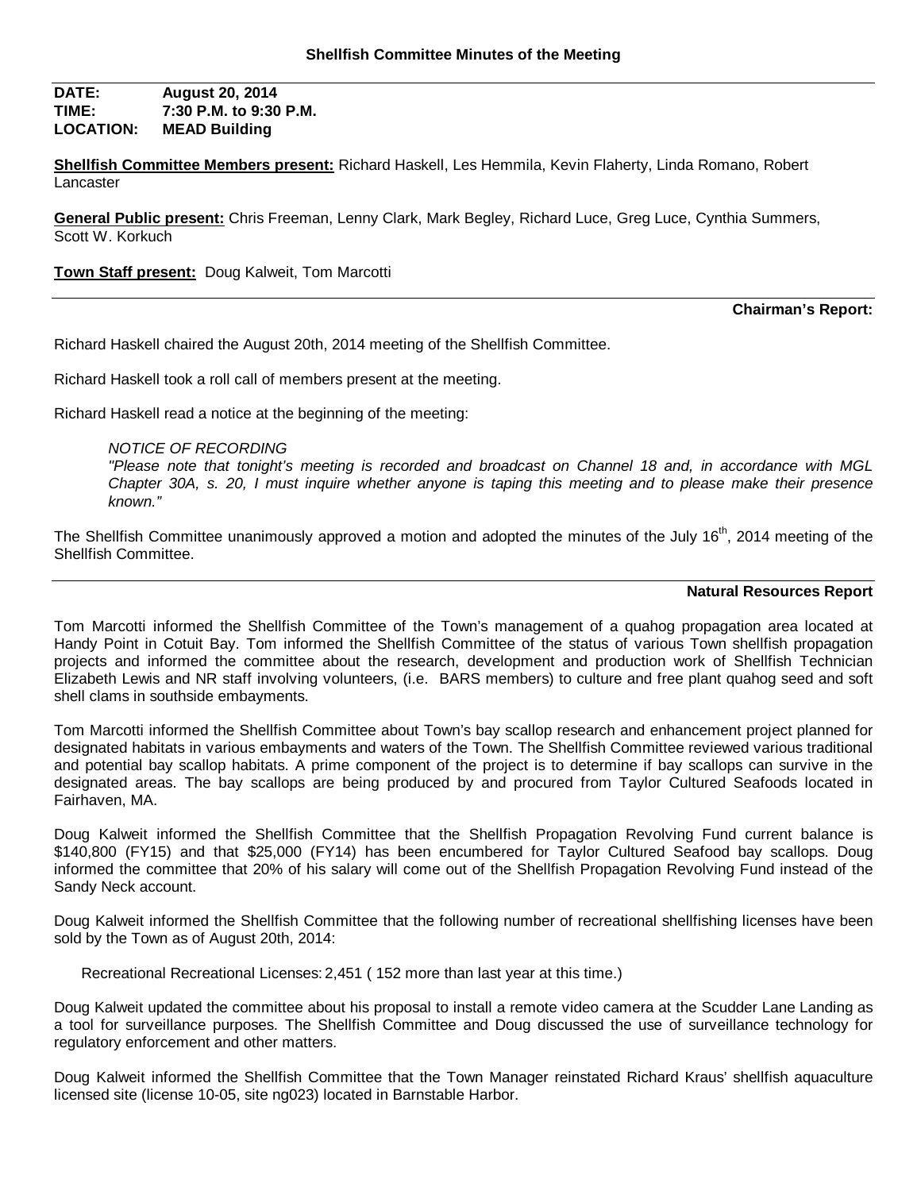# Shellfish Committee Minutes of the Meeting

**DATE:** **August 20, 2014**
**TIME:** **7:30 P.M. to 9:30 P.M.**
**LOCATION:** **MEAD Building**

**Shellfish Committee Members present:** Richard Haskell, Les Hemmila, Kevin Flaherty, Linda Romano, Robert Lancaster

**General Public present:** Chris Freeman, Lenny Clark, Mark Begley, Richard Luce, Greg Luce, Cynthia Summers, Scott W. Korkuch

**Town Staff present:** Doug Kalweit, Tom Marcotti

---

**Chairman's Report:**

Richard Haskell chaired the August 20th, 2014 meeting of the Shellfish Committee.

Richard Haskell took a roll call of members present at the meeting.

Richard Haskell read a notice at the beginning of the meeting:

> *NOTICE OF RECORDING*
> *"Please note that tonight's meeting is recorded and broadcast on Channel 18 and, in accordance with MGL Chapter 30A, s. 20, I must inquire whether anyone is taping this meeting and to please make their presence known."*

The Shellfish Committee unanimously approved a motion and adopted the minutes of the July 16th, 2014 meeting of the Shellfish Committee.

---

**Natural Resources Report**

Tom Marcotti informed the Shellfish Committee of the Town's management of a quahog propagation area located at Handy Point in Cotuit Bay. Tom informed the Shellfish Committee of the status of various Town shellfish propagation projects and informed the committee about the research, development and production work of Shellfish Technician Elizabeth Lewis and NR staff involving volunteers, (i.e. BARS members) to culture and free plant quahog seed and soft shell clams in southside embayments.

Tom Marcotti informed the Shellfish Committee about Town's bay scallop research and enhancement project planned for designated habitats in various embayments and waters of the Town. The Shellfish Committee reviewed various traditional and potential bay scallop habitats. A prime component of the project is to determine if bay scallops can survive in the designated areas. The bay scallops are being produced by and procured from Taylor Cultured Seafoods located in Fairhaven, MA.

Doug Kalweit informed the Shellfish Committee that the Shellfish Propagation Revolving Fund current balance is $140,800 (FY15) and that $25,000 (FY14) has been encumbered for Taylor Cultured Seafood bay scallops. Doug informed the committee that 20% of his salary will come out of the Shellfish Propagation Revolving Fund instead of the Sandy Neck account.

Doug Kalweit informed the Shellfish Committee that the following number of recreational shellfishing licenses have been sold by the Town as of August 20th, 2014:

Recreational Recreational Licenses: 2,451 ( 152 more than last year at this time.)

Doug Kalweit updated the committee about his proposal to install a remote video camera at the Scudder Lane Landing as a tool for surveillance purposes. The Shellfish Committee and Doug discussed the use of surveillance technology for regulatory enforcement and other matters.

Doug Kalweit informed the Shellfish Committee that the Town Manager reinstated Richard Kraus' shellfish aquaculture licensed site (license 10-05, site ng023) located in Barnstable Harbor.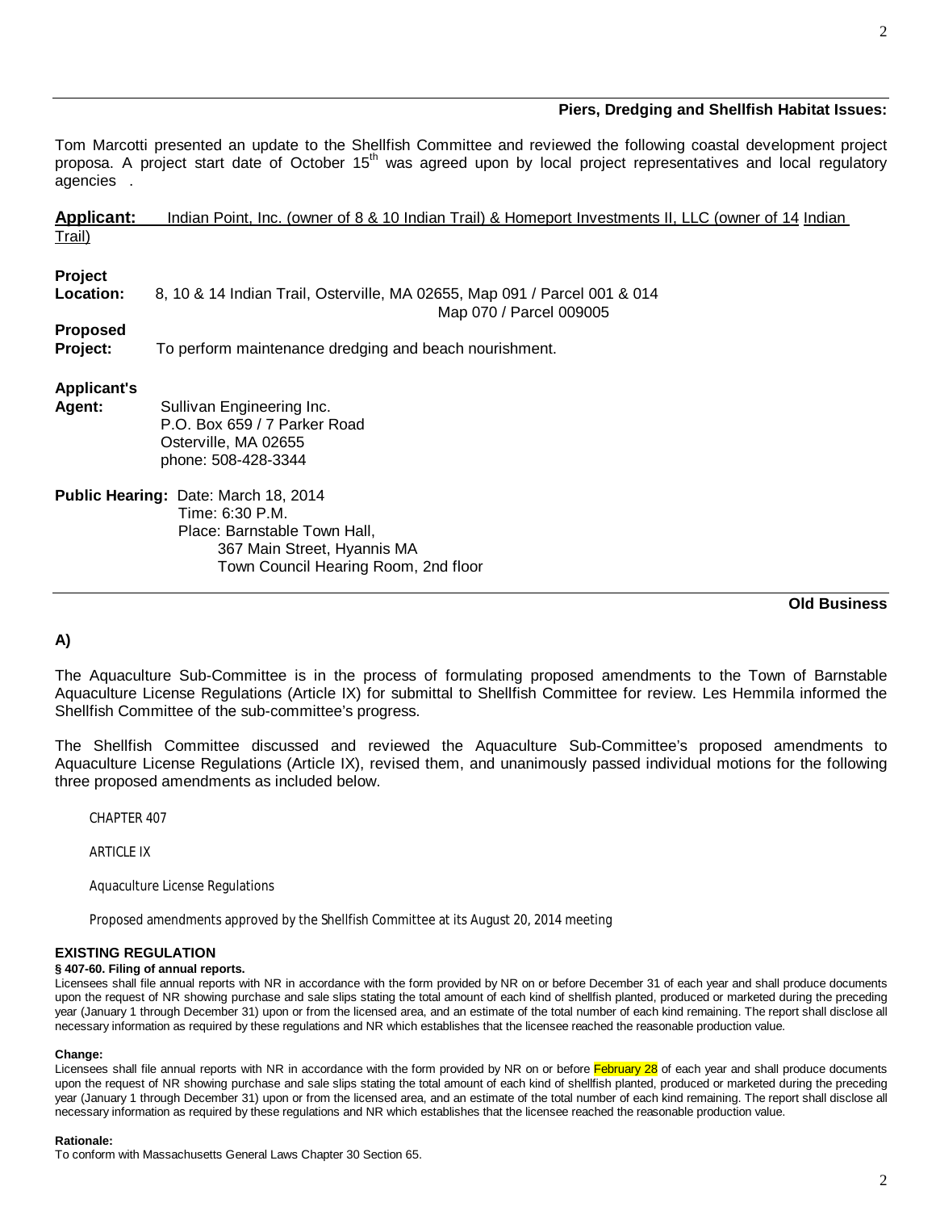**Piers, Dredging and Shellfish Habitat Issues:**

Tom Marcotti presented an update to the Shellfish Committee and reviewed the following coastal development project proposa. A project start date of October 15th was agreed upon by local project representatives and local regulatory agencies .

**Applicant:** Indian Point, Inc. (owner of 8 & 10 Indian Trail) & Homeport Investments II, LLC (owner of 14 Indian Trail)

**Project Location:** 8, 10 & 14 Indian Trail, Osterville, MA 02655, Map 091 / Parcel 001 & 014
Map 070 / Parcel 009005

**Proposed Project:** To perform maintenance dredging and beach nourishment.

**Applicant's Agent:** Sullivan Engineering Inc.
P.O. Box 659 / 7 Parker Road
Osterville, MA 02655
phone: 508-428-3344

**Public Hearing:** Date: March 18, 2014
Time: 6:30 P.M.
Place: Barnstable Town Hall,
367 Main Street, Hyannis MA
Town Council Hearing Room, 2nd floor

**Old Business**

**A)**

The Aquaculture Sub-Committee is in the process of formulating proposed amendments to the Town of Barnstable Aquaculture License Regulations (Article IX) for submittal to Shellfish Committee for review. Les Hemmila informed the Shellfish Committee of the sub-committee's progress.

The Shellfish Committee discussed and reviewed the Aquaculture Sub-Committee's proposed amendments to Aquaculture License Regulations (Article IX), revised them, and unanimously passed individual motions for the following three proposed amendments as included below.

CHAPTER 407

ARTICLE IX

Aquaculture License Regulations

Proposed amendments approved by the Shellfish Committee at its August 20, 2014 meeting

**EXISTING REGULATION**

**§ 407-60. Filing of annual reports.**

Licensees shall file annual reports with NR in accordance with the form provided by NR on or before December 31 of each year and shall produce documents upon the request of NR showing purchase and sale slips stating the total amount of each kind of shellfish planted, produced or marketed during the preceding year (January 1 through December 31) upon or from the licensed area, and an estimate of the total number of each kind remaining. The report shall disclose all necessary information as required by these regulations and NR which establishes that the licensee reached the reasonable production value.

**Change:**

Licensees shall file annual reports with NR in accordance with the form provided by NR on or before February 28 of each year and shall produce documents upon the request of NR showing purchase and sale slips stating the total amount of each kind of shellfish planted, produced or marketed during the preceding year (January 1 through December 31) upon or from the licensed area, and an estimate of the total number of each kind remaining. The report shall disclose all necessary information as required by these regulations and NR which establishes that the licensee reached the reasonable production value.

**Rationale:**

To conform with Massachusetts General Laws Chapter 30 Section 65.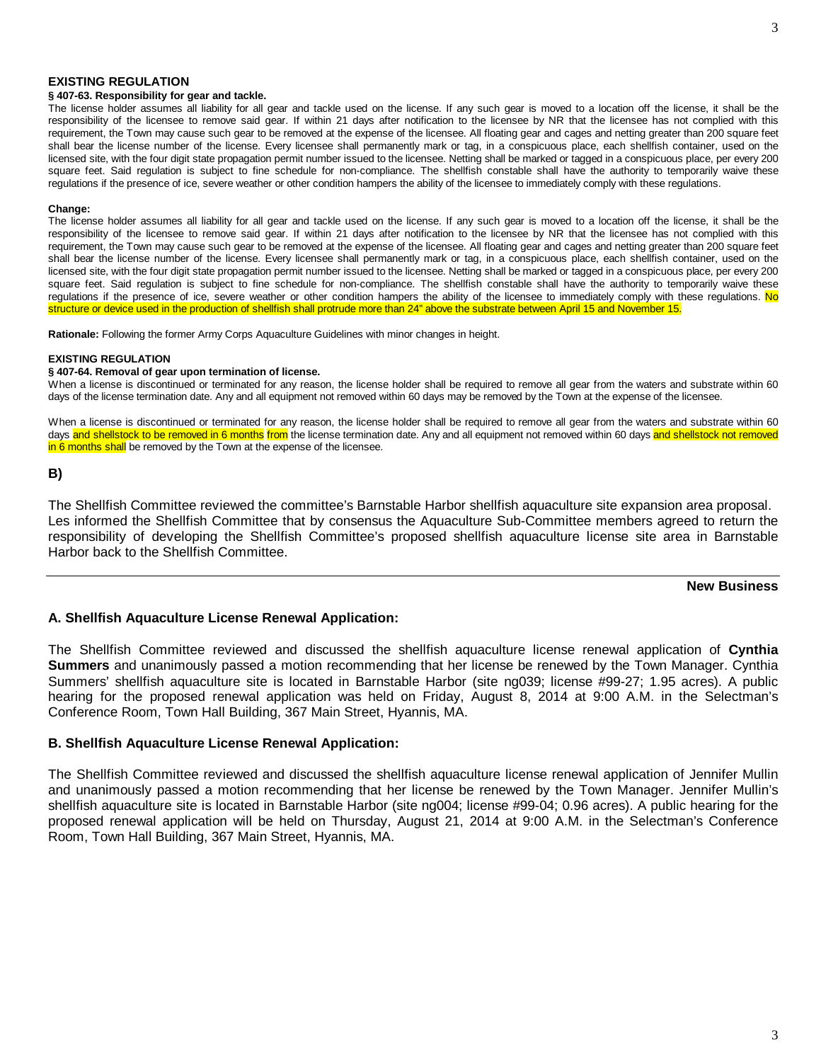**EXISTING REGULATION**

**§ 407-63. Responsibility for gear and tackle.**

The license holder assumes all liability for all gear and tackle used on the license. If any such gear is moved to a location off the license, it shall be the responsibility of the licensee to remove said gear. If within 21 days after notification to the licensee by NR that the licensee has not complied with this requirement, the Town may cause such gear to be removed at the expense of the licensee. All floating gear and cages and netting greater than 200 square feet shall bear the license number of the license. Every licensee shall permanently mark or tag, in a conspicuous place, each shellfish container, used on the licensed site, with the four digit state propagation permit number issued to the licensee. Netting shall be marked or tagged in a conspicuous place, per every 200 square feet. Said regulation is subject to fine schedule for non-compliance. The shellfish constable shall have the authority to temporarily waive these regulations if the presence of ice, severe weather or other condition hampers the ability of the licensee to immediately comply with these regulations.

**Change:**

The license holder assumes all liability for all gear and tackle used on the license. If any such gear is moved to a location off the license, it shall be the responsibility of the licensee to remove said gear. If within 21 days after notification to the licensee by NR that the licensee has not complied with this requirement, the Town may cause such gear to be removed at the expense of the licensee. All floating gear and cages and netting greater than 200 square feet shall bear the license number of the license. Every licensee shall permanently mark or tag, in a conspicuous place, each shellfish container, used on the licensed site, with the four digit state propagation permit number issued to the licensee. Netting shall be marked or tagged in a conspicuous place, per every 200 square feet. Said regulation is subject to fine schedule for non-compliance. The shellfish constable shall have the authority to temporarily waive these regulations if the presence of ice, severe weather or other condition hampers the ability of the licensee to immediately comply with these regulations. No structure or device used in the production of shellfish shall protrude more than 24" above the substrate between April 15 and November 15.

**Rationale:** Following the former Army Corps Aquaculture Guidelines with minor changes in height.

**EXISTING REGULATION**

**§ 407-64. Removal of gear upon termination of license.**

When a license is discontinued or terminated for any reason, the license holder shall be required to remove all gear from the waters and substrate within 60 days of the license termination date. Any and all equipment not removed within 60 days may be removed by the Town at the expense of the licensee.

When a license is discontinued or terminated for any reason, the license holder shall be required to remove all gear from the waters and substrate within 60 days and shellstock to be removed in 6 months from the license termination date. Any and all equipment not removed within 60 days and shellstock not removed in 6 months shall be removed by the Town at the expense of the licensee.

**B)**

The Shellfish Committee reviewed the committee's Barnstable Harbor shellfish aquaculture site expansion area proposal. Les informed the Shellfish Committee that by consensus the Aquaculture Sub-Committee members agreed to return the responsibility of developing the Shellfish Committee's proposed shellfish aquaculture license site area in Barnstable Harbor back to the Shellfish Committee.

---

## New Business

### A. Shellfish Aquaculture License Renewal Application:

The Shellfish Committee reviewed and discussed the shellfish aquaculture license renewal application of **Cynthia Summers** and unanimously passed a motion recommending that her license be renewed by the Town Manager. Cynthia Summers' shellfish aquaculture site is located in Barnstable Harbor (site ng039; license #99-27; 1.95 acres). A public hearing for the proposed renewal application was held on Friday, August 8, 2014 at 9:00 A.M. in the Selectman's Conference Room, Town Hall Building, 367 Main Street, Hyannis, MA.

### B. Shellfish Aquaculture License Renewal Application:

The Shellfish Committee reviewed and discussed the shellfish aquaculture license renewal application of Jennifer Mullin and unanimously passed a motion recommending that her license be renewed by the Town Manager. Jennifer Mullin's shellfish aquaculture site is located in Barnstable Harbor (site ng004; license #99-04; 0.96 acres). A public hearing for the proposed renewal application will be held on Thursday, August 21, 2014 at 9:00 A.M. in the Selectman's Conference Room, Town Hall Building, 367 Main Street, Hyannis, MA.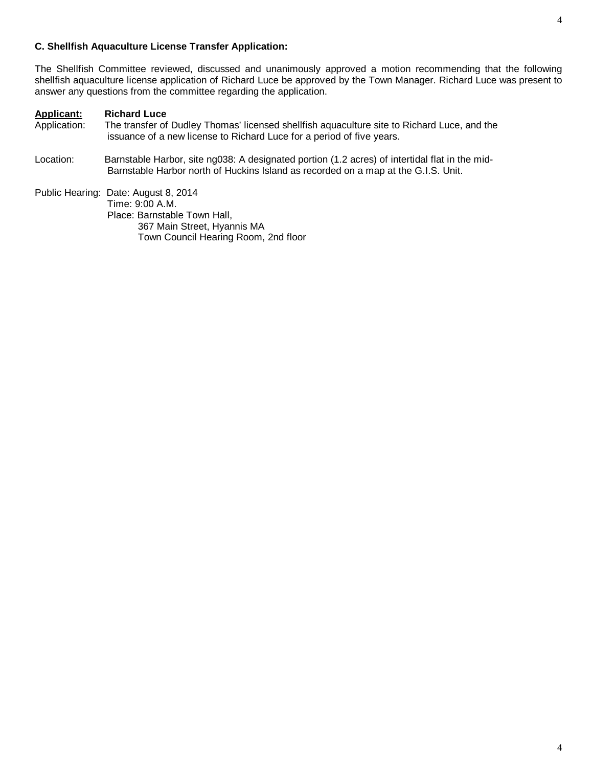### C. Shellfish Aquaculture License Transfer Application:

The Shellfish Committee reviewed, discussed and unanimously approved a motion recommending that the following shellfish aquaculture license application of Richard Luce be approved by the Town Manager. Richard Luce was present to answer any questions from the committee regarding the application.

**Applicant:** **Richard Luce**

Application: The transfer of Dudley Thomas' licensed shellfish aquaculture site to Richard Luce, and the issuance of a new license to Richard Luce for a period of five years.

Location: Barnstable Harbor, site ng038: A designated portion (1.2 acres) of intertidal flat in the mid-Barnstable Harbor north of Huckins Island as recorded on a map at the G.I.S. Unit.

Public Hearing: Date: August 8, 2014
Time: 9:00 A.M.
Place: Barnstable Town Hall,
367 Main Street, Hyannis MA
Town Council Hearing Room, 2nd floor